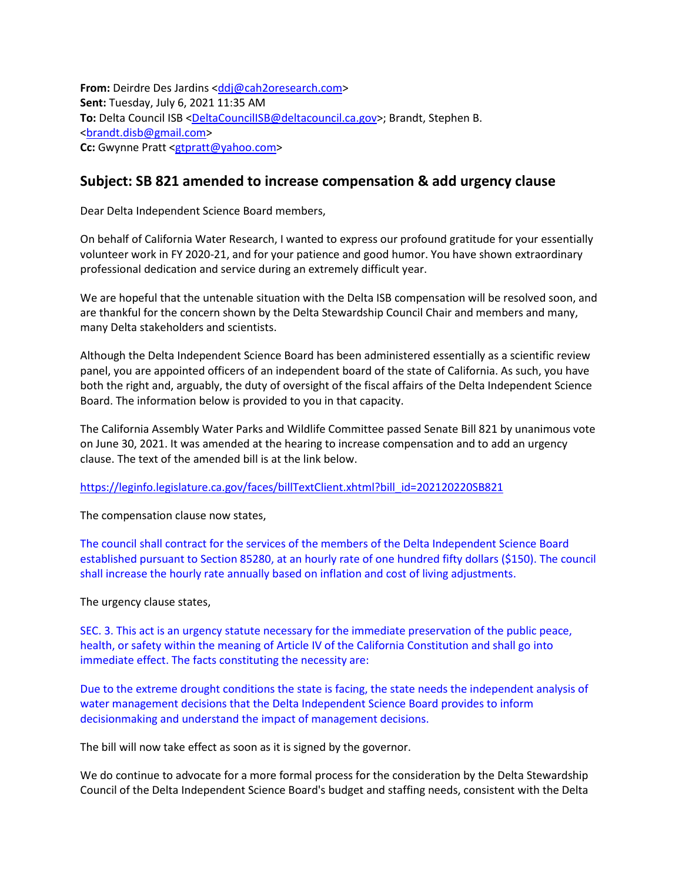**From:** Deirdre Des Jardins <ddj@cah2oresearch.com>
**Sent:** Tuesday, July 6, 2021 11:35 AM
**To:** Delta Council ISB <DeltaCouncilISB@deltacouncil.ca.gov>; Brandt, Stephen B. <brandt.disb@gmail.com>
**Cc:** Gwynne Pratt <gtpratt@yahoo.com>

## Subject: SB 821 amended to increase compensation & add urgency clause

Dear Delta Independent Science Board members,

On behalf of California Water Research, I wanted to express our profound gratitude for your essentially volunteer work in FY 2020-21, and for your patience and good humor. You have shown extraordinary professional dedication and service during an extremely difficult year.

We are hopeful that the untenable situation with the Delta ISB compensation will be resolved soon, and are thankful for the concern shown by the Delta Stewardship Council Chair and members and many, many Delta stakeholders and scientists.

Although the Delta Independent Science Board has been administered essentially as a scientific review panel, you are appointed officers of an independent board of the state of California. As such, you have both the right and, arguably, the duty of oversight of the fiscal affairs of the Delta Independent Science Board. The information below is provided to you in that capacity.

The California Assembly Water Parks and Wildlife Committee passed Senate Bill 821 by unanimous vote on June 30, 2021. It was amended at the hearing to increase compensation and to add an urgency clause. The text of the amended bill is at the link below.

https://leginfo.legislature.ca.gov/faces/billTextClient.xhtml?bill_id=202120220SB821

The compensation clause now states,

The council shall contract for the services of the members of the Delta Independent Science Board established pursuant to Section 85280, at an hourly rate of one hundred fifty dollars ($150). The council shall increase the hourly rate annually based on inflation and cost of living adjustments.

The urgency clause states,

SEC. 3. This act is an urgency statute necessary for the immediate preservation of the public peace, health, or safety within the meaning of Article IV of the California Constitution and shall go into immediate effect. The facts constituting the necessity are:

Due to the extreme drought conditions the state is facing, the state needs the independent analysis of water management decisions that the Delta Independent Science Board provides to inform decisionmaking and understand the impact of management decisions.

The bill will now take effect as soon as it is signed by the governor.

We do continue to advocate for a more formal process for the consideration by the Delta Stewardship Council of the Delta Independent Science Board's budget and staffing needs, consistent with the Delta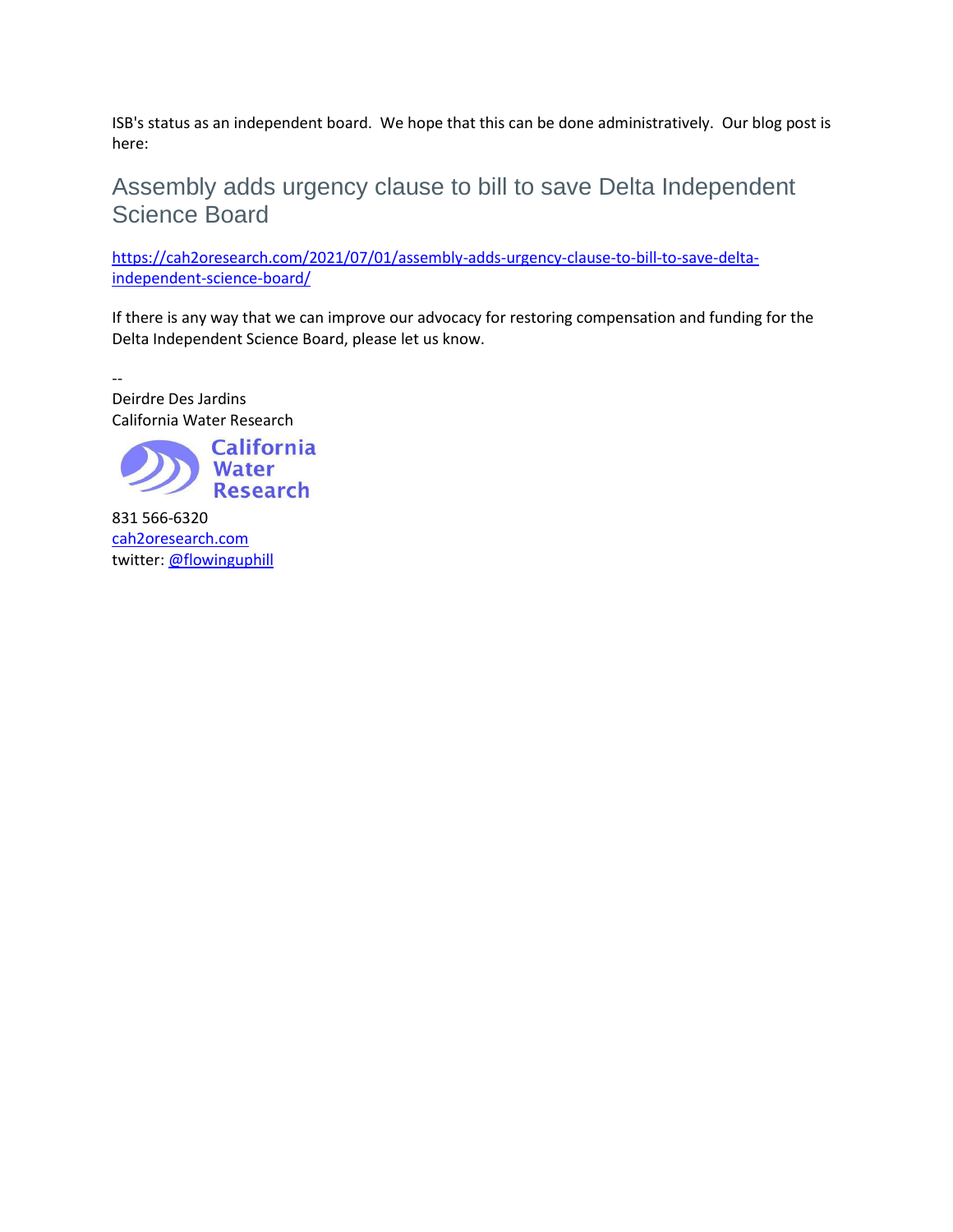ISB's status as an independent board. We hope that this can be done administratively. Our blog post is here:

## Assembly adds urgency clause to bill to save Delta Independent Science Board

https://cah2oresearch.com/2021/07/01/assembly-adds-urgency-clause-to-bill-to-save-delta-independent-science-board/

If there is any way that we can improve our advocacy for restoring compensation and funding for the Delta Independent Science Board, please let us know.

--
Deirdre Des Jardins
California Water Research

California Water Research

831 566-6320
cah2oresearch.com
twitter: @flowinguphill